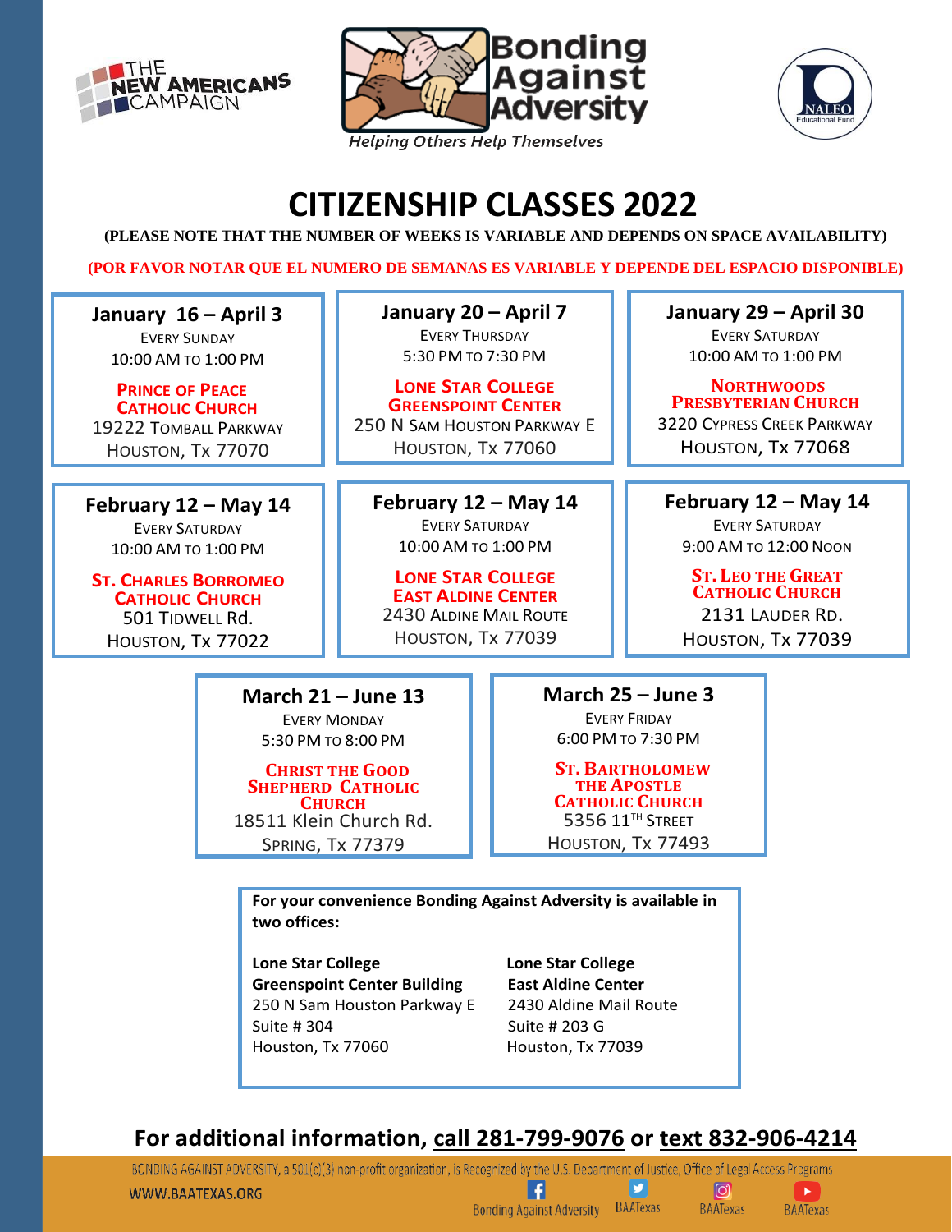THE NEW AMERICANS CAMPAIGN

Bonding Against Adversity

*Helping Others Help Themselves*

NALEO Educational Fund

# CITIZENSHIP CLASSES 2022

**(PLEASE NOTE THAT THE NUMBER OF WEEKS IS VARIABLE AND DEPENDS ON SPACE AVAILABILITY)**

**(POR FAVOR NOTAR QUE EL NUMERO DE SEMANAS ES VARIABLE Y DEPENDE DEL ESPACIO DISPONIBLE)**

**January 16 – April 3**
Every Sunday
10:00 AM to 1:00 PM
**Prince of Peace Catholic Church**
19222 Tomball Parkway
Houston, Tx 77070

**January 20 – April 7**
Every Thursday
5:30 PM to 7:30 PM
**Lone Star College Greenspoint Center**
250 N Sam Houston Parkway E
Houston, Tx 77060

**January 29 – April 30**
Every Saturday
10:00 AM to 1:00 PM
**Northwoods Presbyterian Church**
3220 Cypress Creek Parkway
Houston, Tx 77068

**February 12 – May 14**
Every Saturday
10:00 AM to 1:00 PM
**St. Charles Borromeo Catholic Church**
501 Tidwell Rd.
Houston, Tx 77022

**February 12 – May 14**
Every Saturday
10:00 AM to 1:00 PM
**Lone Star College East Aldine Center**
2430 Aldine Mail Route
Houston, Tx 77039

**February 12 – May 14**
Every Saturday
9:00 AM to 12:00 Noon
**St. Leo the Great Catholic Church**
2131 Lauder Rd.
Houston, Tx 77039

**March 21 – June 13**
Every Monday
5:30 PM to 8:00 PM
**Christ the Good Shepherd Catholic Church**
18511 Klein Church Rd.
Spring, Tx 77379

**March 25 – June 3**
Every Friday
6:00 PM to 7:30 PM
**St. Bartholomew the Apostle Catholic Church**
5356 11th Street
Houston, Tx 77493

**For your convenience Bonding Against Adversity is available in two offices:**

**Lone Star College**
**Greenspoint Center Building**
250 N Sam Houston Parkway E
Suite # 304
Houston, Tx 77060

**Lone Star College**
**East Aldine Center**
2430 Aldine Mail Route
Suite # 203 G
Houston, Tx 77039

## For additional information, call 281-799-9076 or text 832-906-4214

BONDING AGAINST ADVERSITY, a 501(c)(3) non-profit organization, is Recognized by the U.S. Department of Justice, Office of Legal Access Programs

WWW.BAATEXAS.ORG

Bonding Against Adversity BAATexas BAATexas BAATexas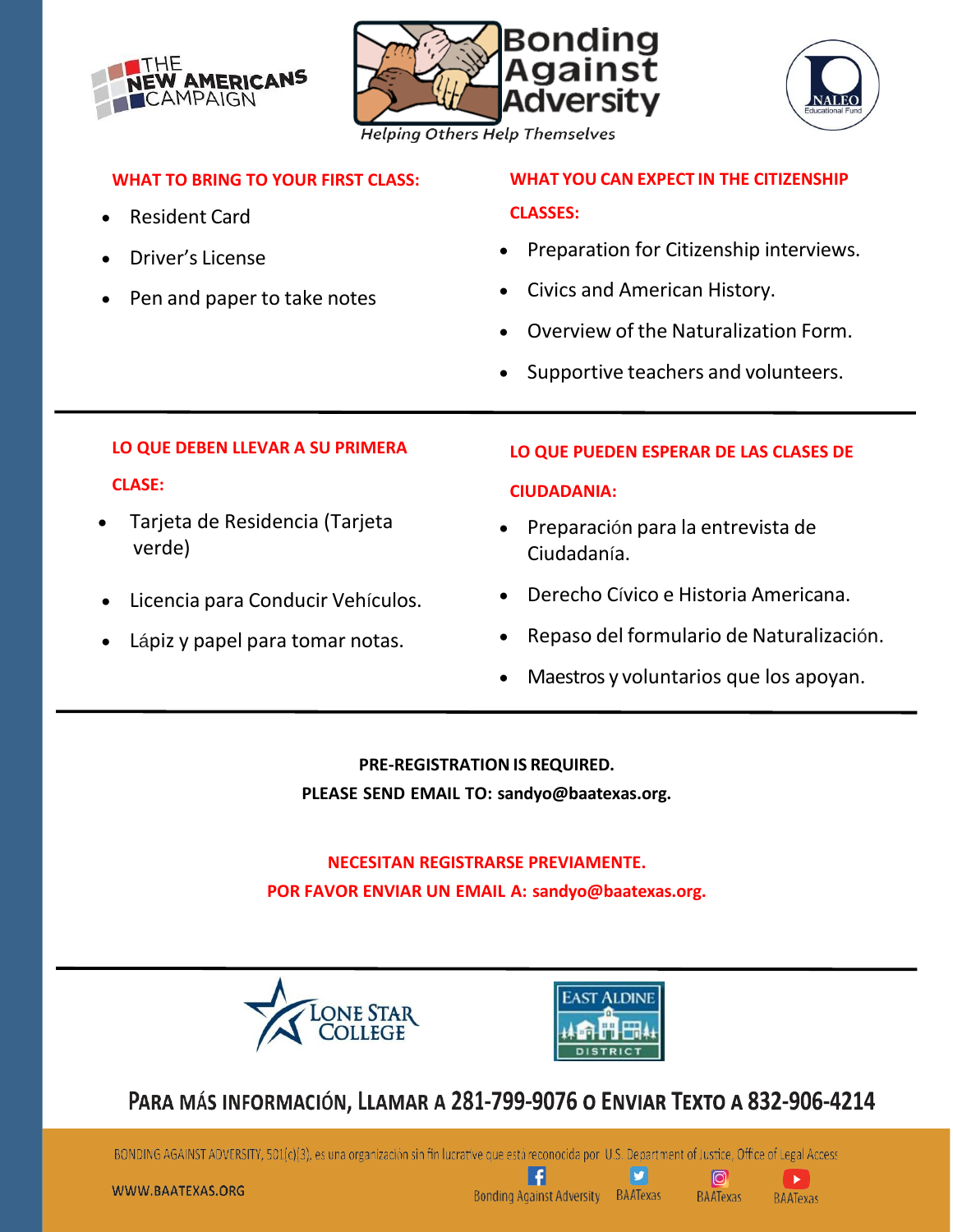THE NEW AMERICANS CAMPAIGN

Bonding Against Adversity

*Helping Others Help Themselves*

NALEO Educational Fund

**WHAT TO BRING TO YOUR FIRST CLASS:**

- Resident Card
- Driver's License
- Pen and paper to take notes

**WHAT YOU CAN EXPECT IN THE CITIZENSHIP CLASSES:**

- Preparation for Citizenship interviews.
- Civics and American History.
- Overview of the Naturalization Form.
- Supportive teachers and volunteers.

---

**LO QUE DEBEN LLEVAR A SU PRIMERA CLASE:**

- Tarjeta de Residencia (Tarjeta verde)
- Licencia para Conducir Vehículos.
- Lápiz y papel para tomar notas.

**LO QUE PUEDEN ESPERAR DE LAS CLASES DE CIUDADANIA:**

- Preparación para la entrevista de Ciudadanía.
- Derecho Cívico e Historia Americana.
- Repaso del formulario de Naturalización.
- Maestros y voluntarios que los apoyan.

---

**PRE-REGISTRATION IS REQUIRED.**
**PLEASE SEND EMAIL TO: sandyo@baatexas.org.**

**NECESITAN REGISTRARSE PREVIAMENTE.**
**POR FAVOR ENVIAR UN EMAIL A: sandyo@baatexas.org.**

---

LONE STAR COLLEGE

EAST ALDINE DISTRICT

**PARA MÁS INFORMACIÓN, LLAMAR A 281-799-9076 O ENVIAR TEXTO A 832-906-4214**

BONDING AGAINST ADVERSITY, 501(c)(3), es una organización sin fin lucrative que está reconocida por U.S. Department of Justice, Office of Legal Access

WWW.BAATEXAS.ORG

Bonding Against Adversity BAATexas BAATexas BAATexas